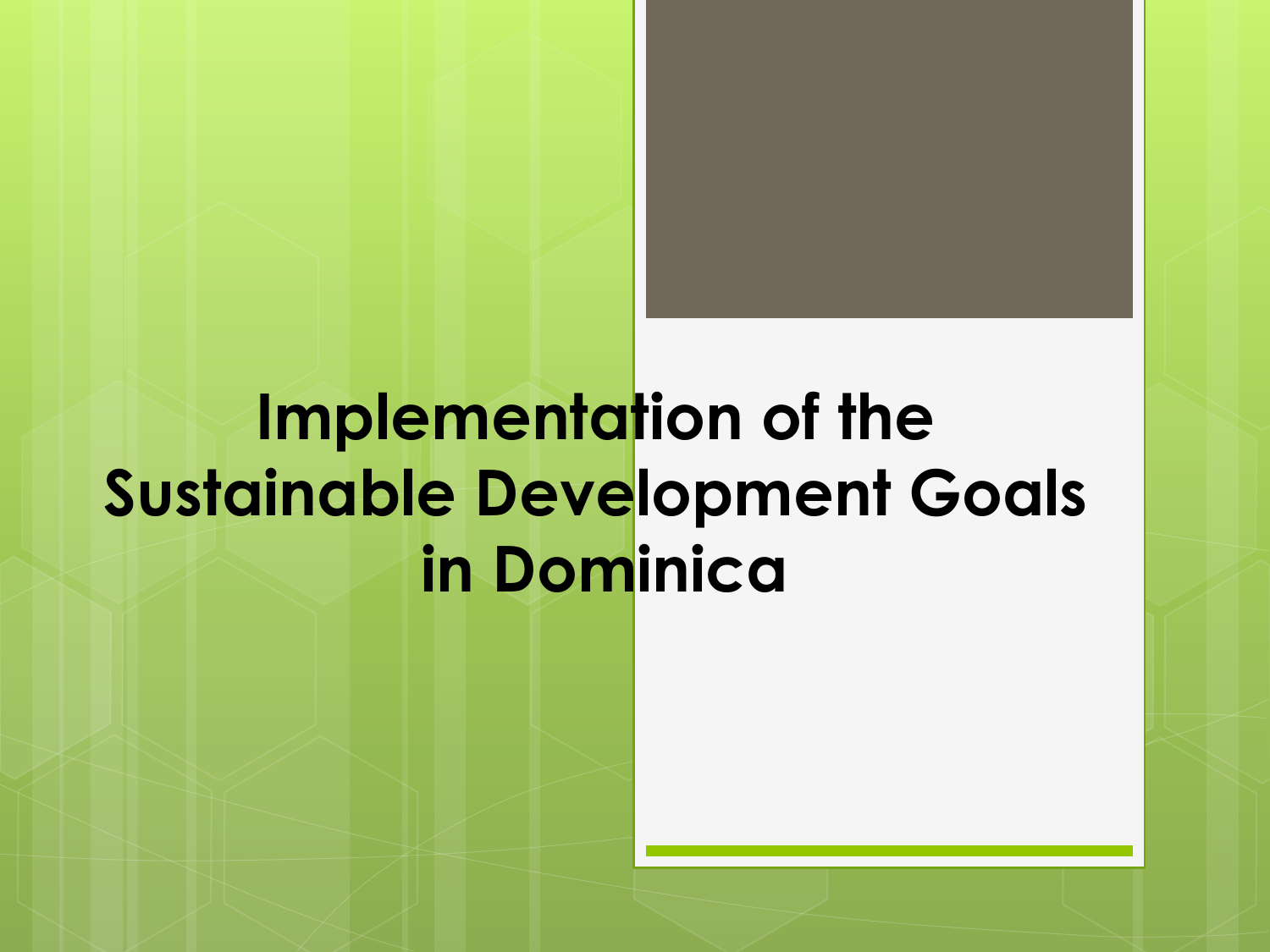# Implementation of the Sustainable Development Goals in Dominica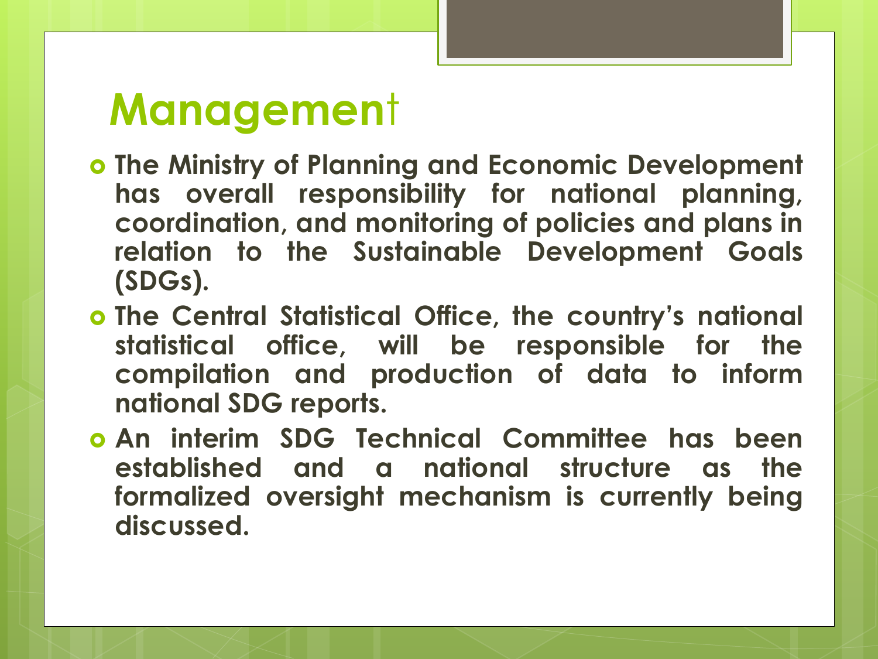# Management

- **The Ministry of Planning and Economic Development has overall responsibility for national planning, coordination, and monitoring of policies and plans in relation to the Sustainable Development Goals (SDGs).**
- **The Central Statistical Office, the country's national statistical office, will be responsible for the compilation and production of data to inform national SDG reports.**
- **An interim SDG Technical Committee has been established and a national structure as the formalized oversight mechanism is currently being discussed.**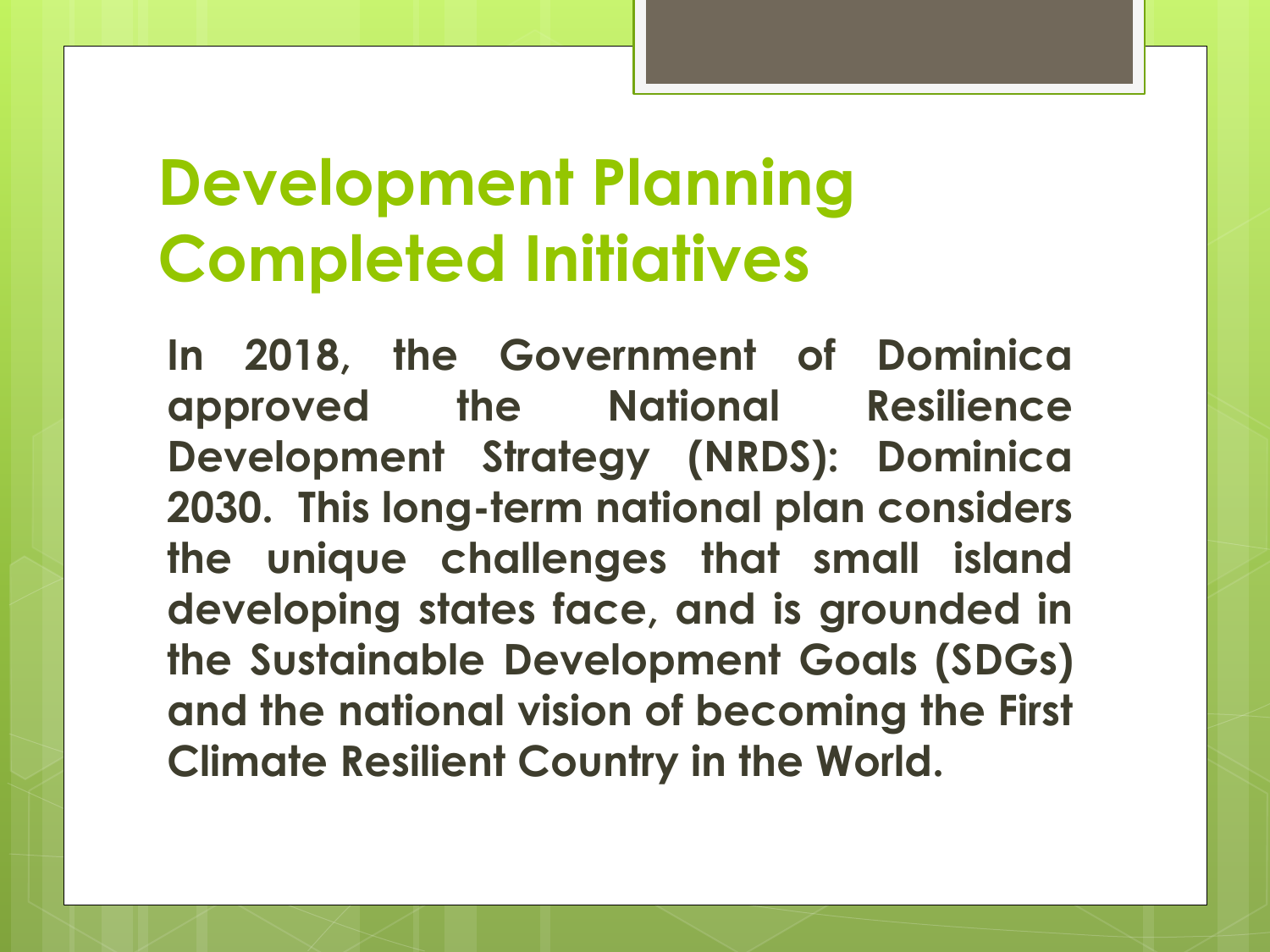# Development Planning Completed Initiatives

**In 2018, the Government of Dominica approved the National Resilience Development Strategy (NRDS): Dominica 2030. This long-term national plan considers the unique challenges that small island developing states face, and is grounded in the Sustainable Development Goals (SDGs) and the national vision of becoming the First Climate Resilient Country in the World.**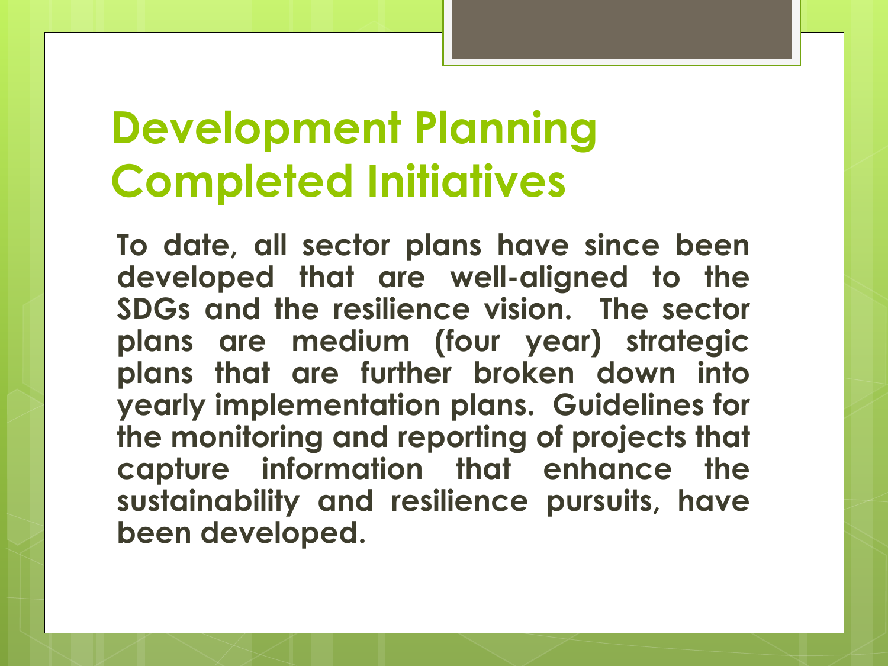# Development Planning Completed Initiatives

**To date, all sector plans have since been developed that are well-aligned to the SDGs and the resilience vision. The sector plans are medium (four year) strategic plans that are further broken down into yearly implementation plans. Guidelines for the monitoring and reporting of projects that capture information that enhance the sustainability and resilience pursuits, have been developed.**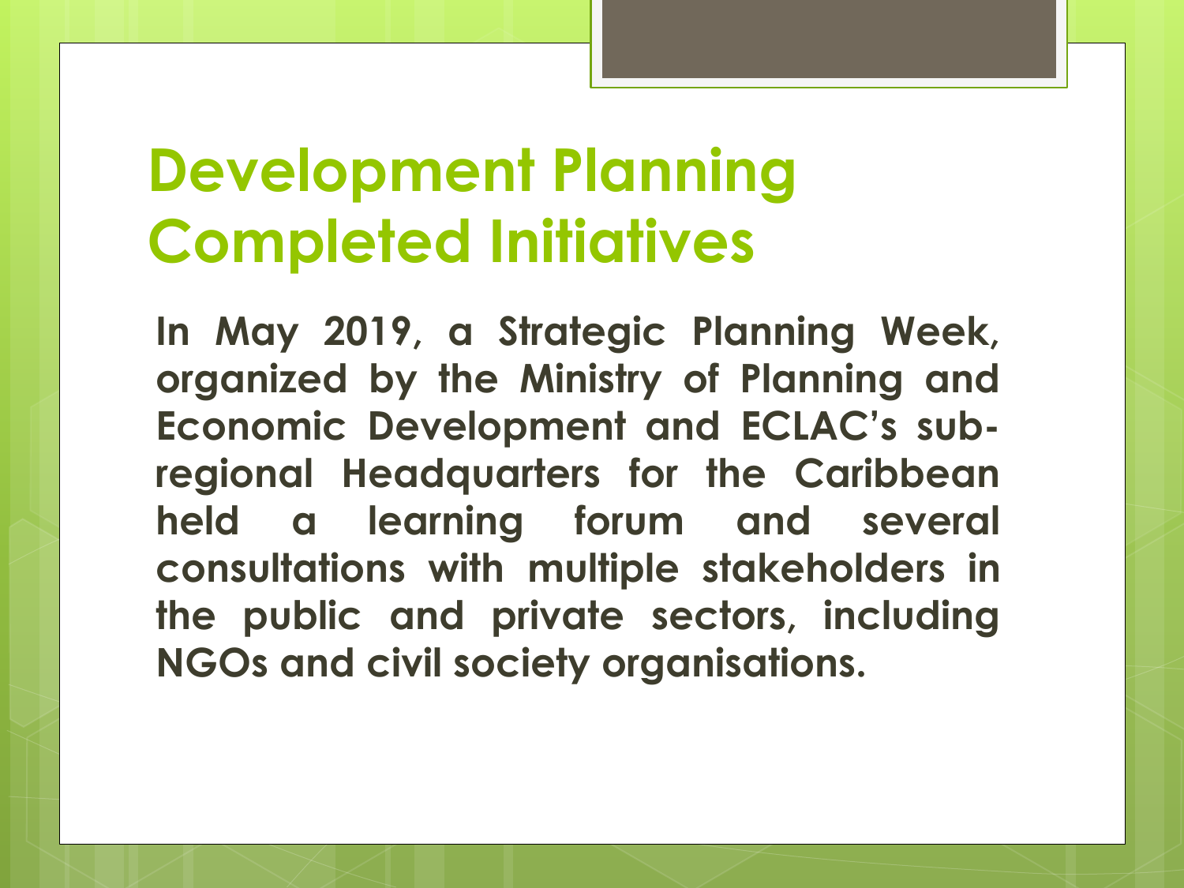# Development Planning Completed Initiatives

**In May 2019, a Strategic Planning Week, organized by the Ministry of Planning and Economic Development and ECLAC's sub-regional Headquarters for the Caribbean held a learning forum and several consultations with multiple stakeholders in the public and private sectors, including NGOs and civil society organisations.**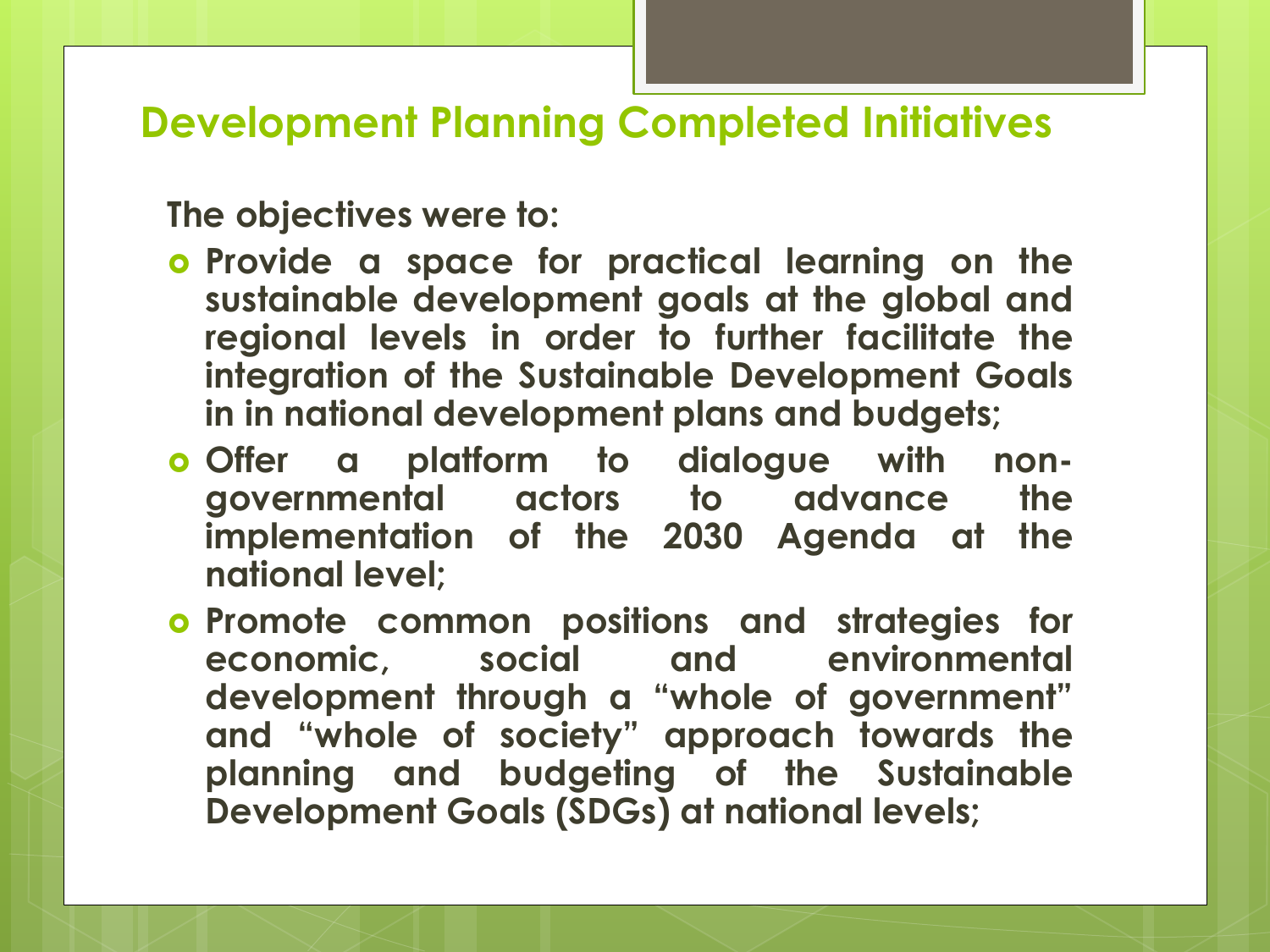## Development Planning Completed Initiatives

**The objectives were to:**

- **Provide a space for practical learning on the sustainable development goals at the global and regional levels in order to further facilitate the integration of the Sustainable Development Goals in in national development plans and budgets;**
- **Offer a platform to dialogue with non-governmental actors to advance the implementation of the 2030 Agenda at the national level;**
- **Promote common positions and strategies for economic, social and environmental development through a "whole of government" and "whole of society" approach towards the planning and budgeting of the Sustainable Development Goals (SDGs) at national levels;**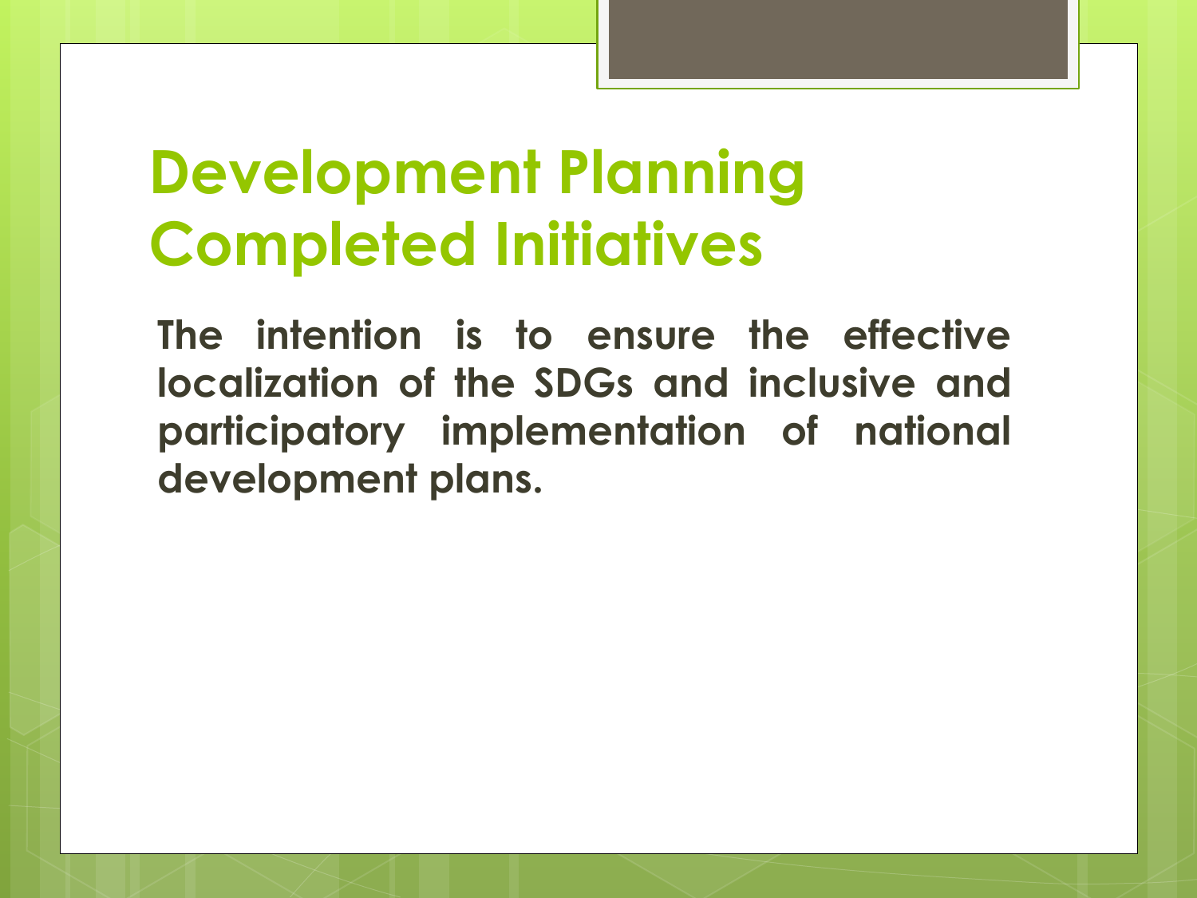# Development Planning Completed Initiatives

**The intention is to ensure the effective localization of the SDGs and inclusive and participatory implementation of national development plans.**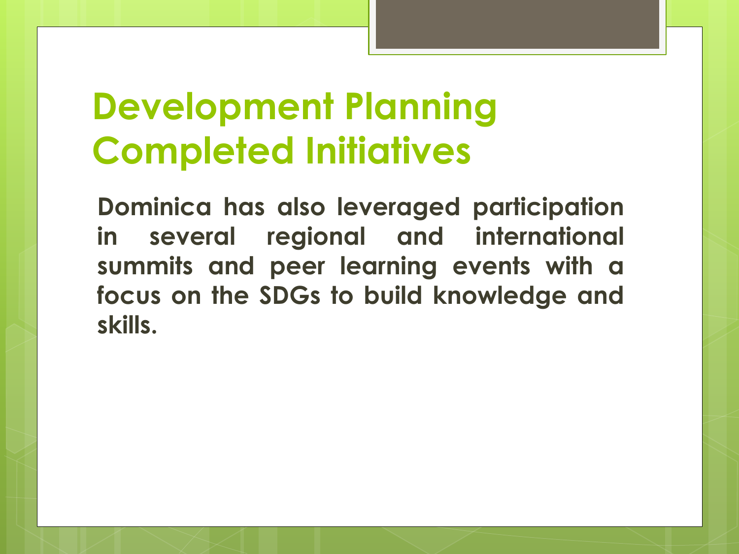# Development Planning Completed Initiatives

**Dominica has also leveraged participation in several regional and international summits and peer learning events with a focus on the SDGs to build knowledge and skills.**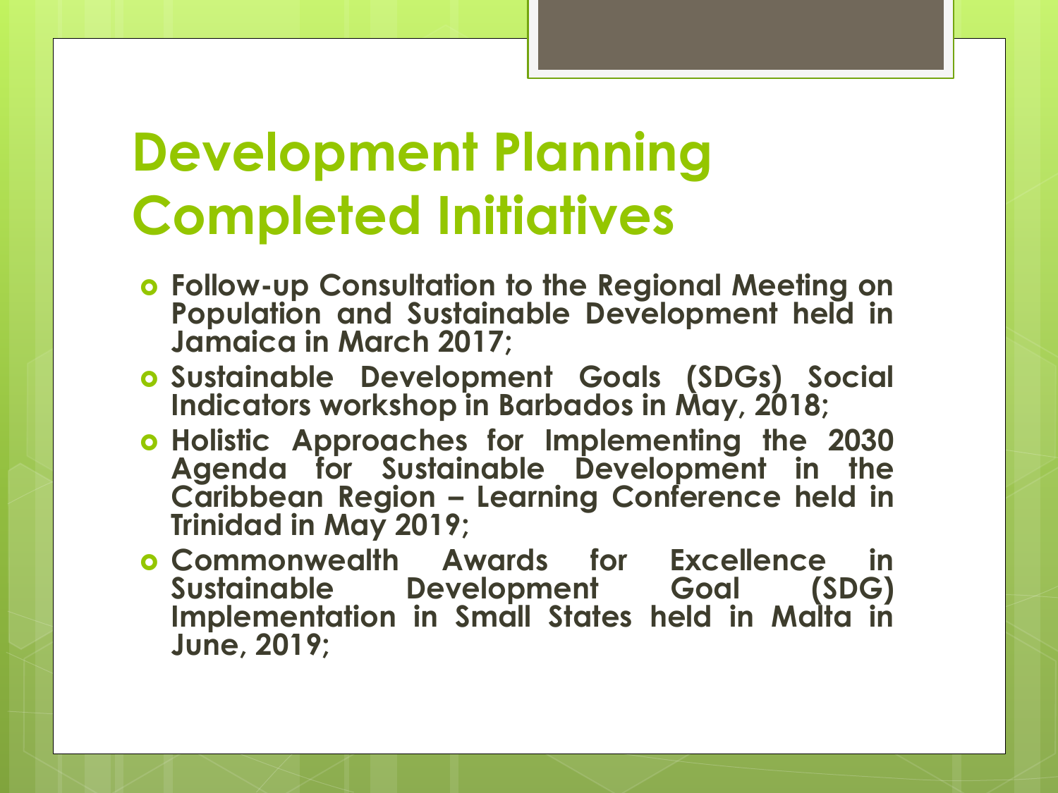# Development Planning Completed Initiatives

- **Follow-up Consultation to the Regional Meeting on Population and Sustainable Development held in Jamaica in March 2017;**
- **Sustainable Development Goals (SDGs) Social Indicators workshop in Barbados in May, 2018;**
- **Holistic Approaches for Implementing the 2030 Agenda for Sustainable Development in the Caribbean Region – Learning Conference held in Trinidad in May 2019;**
- **Commonwealth Awards for Excellence in Sustainable Development Goal (SDG) Implementation in Small States held in Malta in June, 2019;**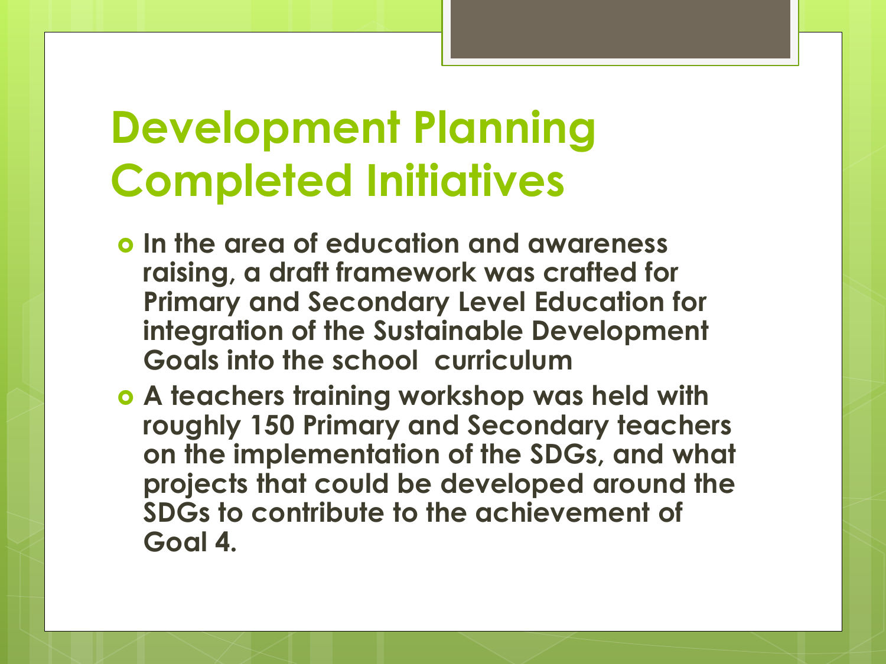# Development Planning Completed Initiatives

- **In the area of education and awareness raising, a draft framework was crafted for Primary and Secondary Level Education for integration of the Sustainable Development Goals into the school curriculum**
- **A teachers training workshop was held with roughly 150 Primary and Secondary teachers on the implementation of the SDGs, and what projects that could be developed around the SDGs to contribute to the achievement of Goal 4.**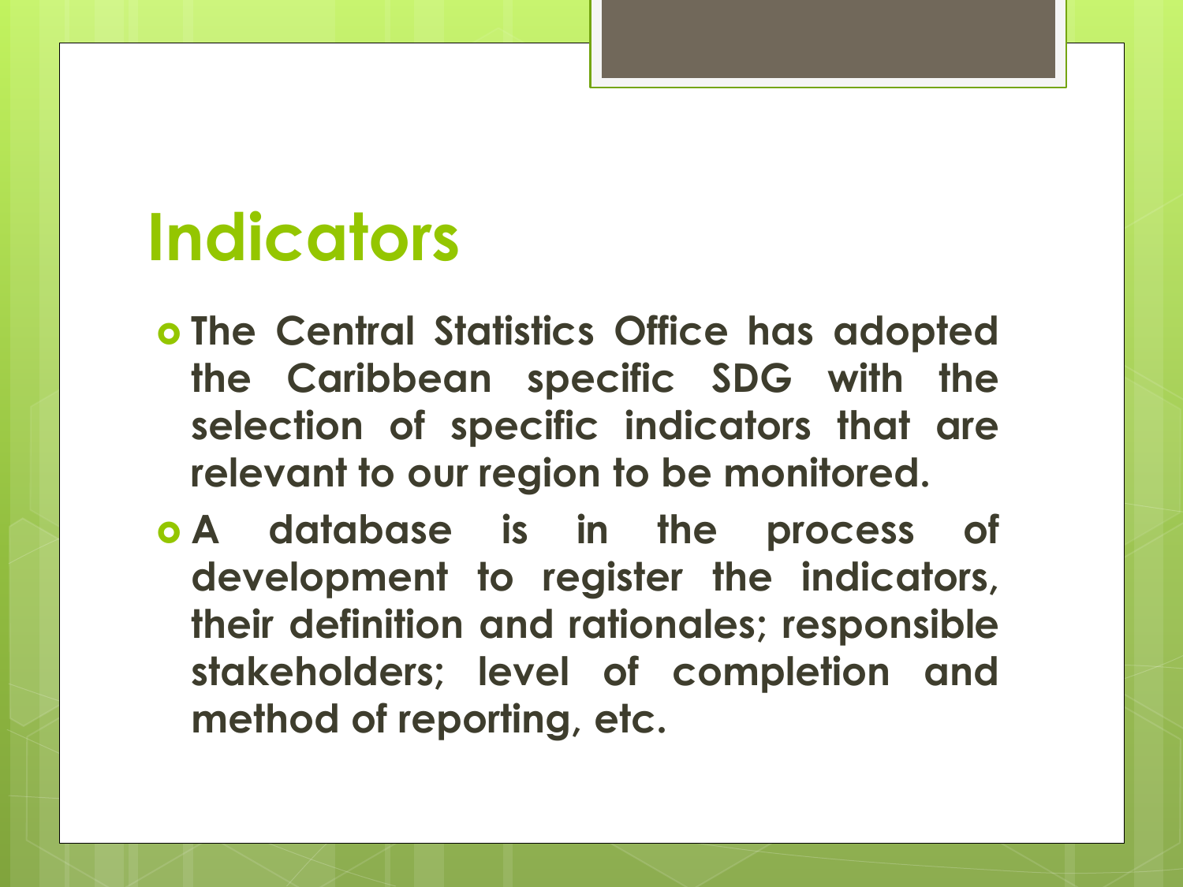# Indicators

- **The Central Statistics Office has adopted the Caribbean specific SDG with the selection of specific indicators that are relevant to our region to be monitored.**
- **A database is in the process of development to register the indicators, their definition and rationales; responsible stakeholders; level of completion and method of reporting, etc.**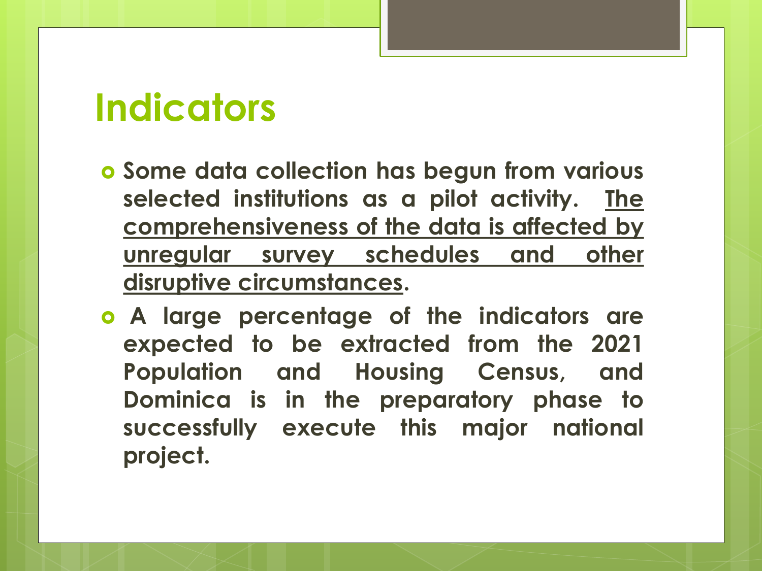# Indicators

- **Some data collection has begun from various selected institutions as a pilot activity. <u>The comprehensiveness of the data is affected by unregular survey schedules and other disruptive circumstances</u>.**
- **A large percentage of the indicators are expected to be extracted from the 2021 Population and Housing Census, and Dominica is in the preparatory phase to successfully execute this major national project.**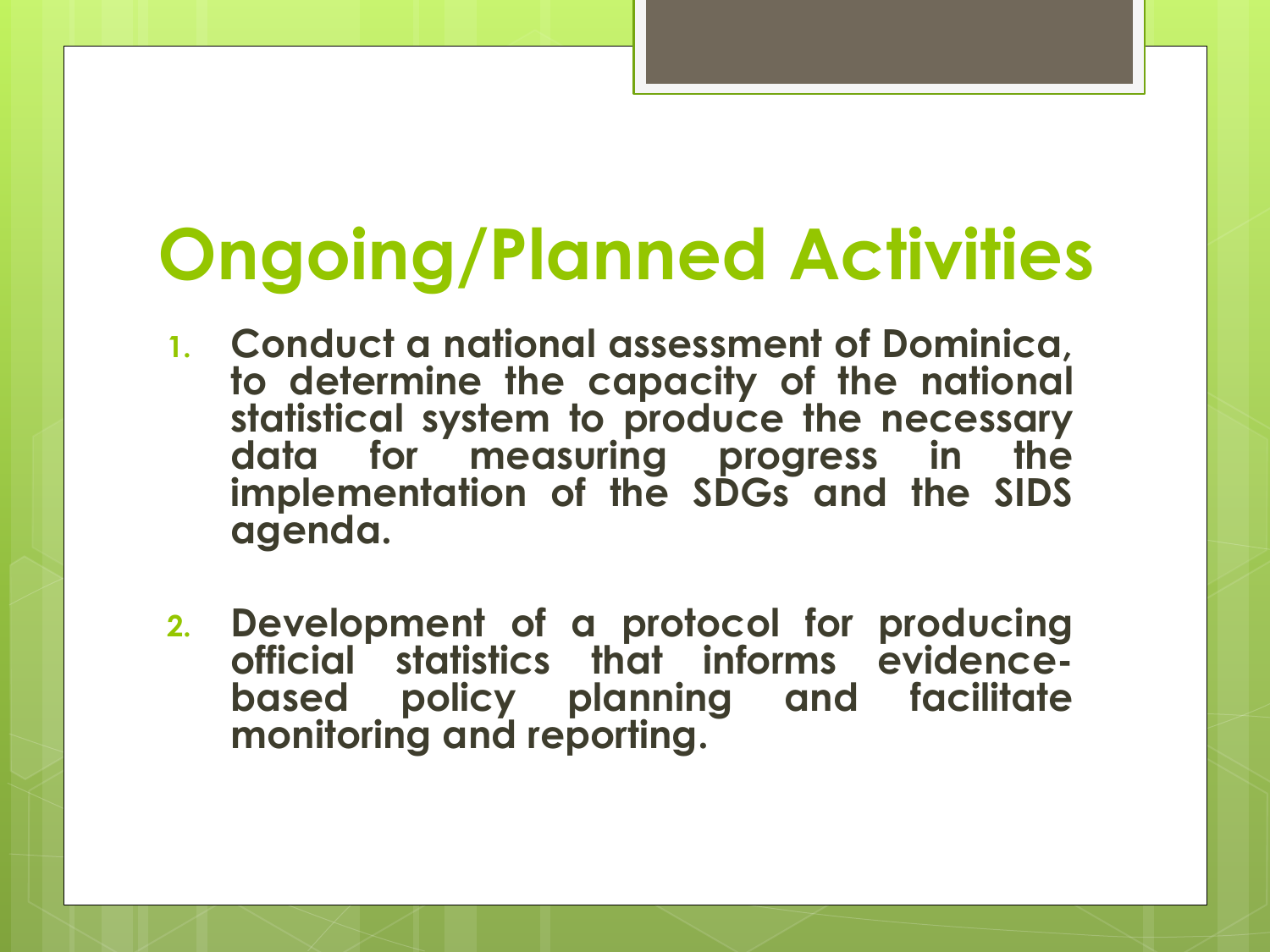# Ongoing/Planned Activities

1. **Conduct a national assessment of Dominica, to determine the capacity of the national statistical system to produce the necessary data for measuring progress in the implementation of the SDGs and the SIDS agenda.**

2. **Development of a protocol for producing official statistics that informs evidence-based policy planning and facilitate monitoring and reporting.**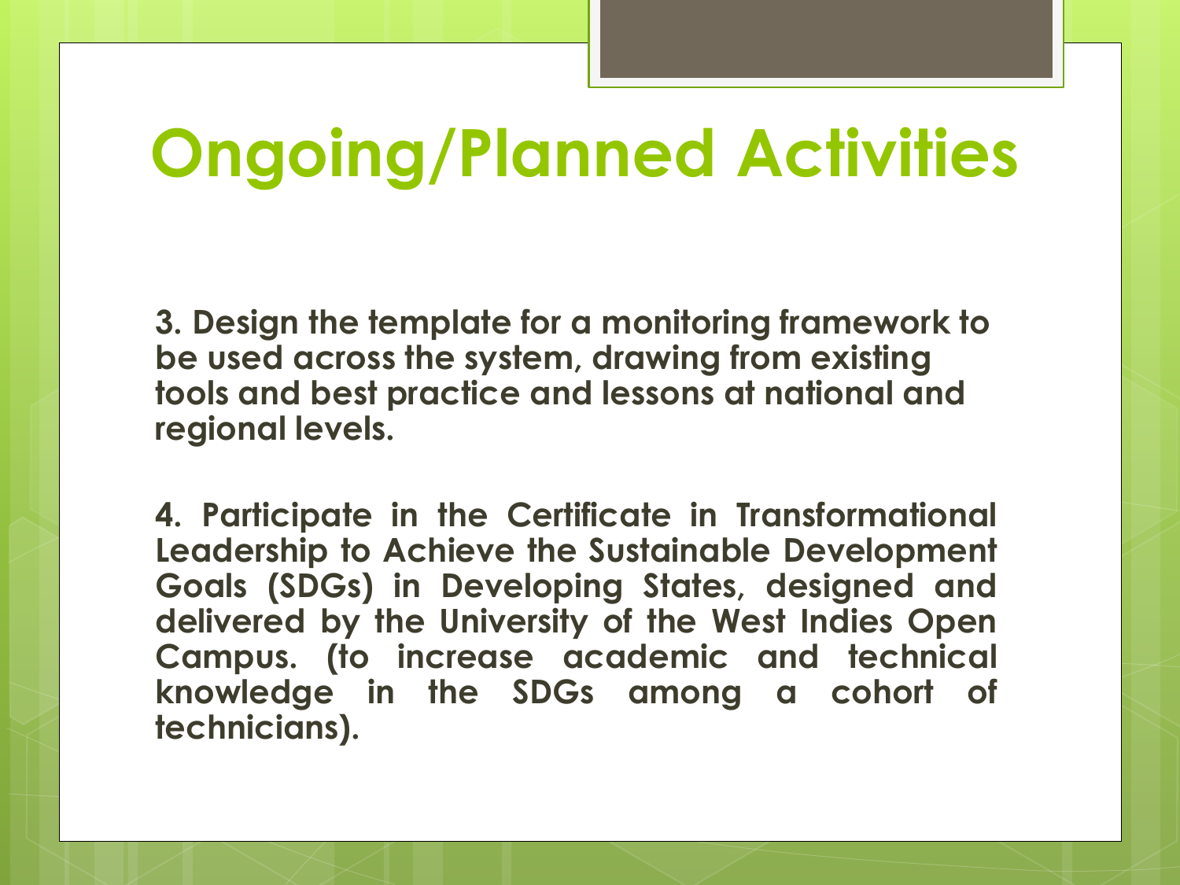# Ongoing/Planned Activities

**3. Design the template for a monitoring framework to be used across the system, drawing from existing tools and best practice and lessons at national and regional levels.**

**4. Participate in the Certificate in Transformational Leadership to Achieve the Sustainable Development Goals (SDGs) in Developing States, designed and delivered by the University of the West Indies Open Campus. (to increase academic and technical knowledge in the SDGs among a cohort of technicians).**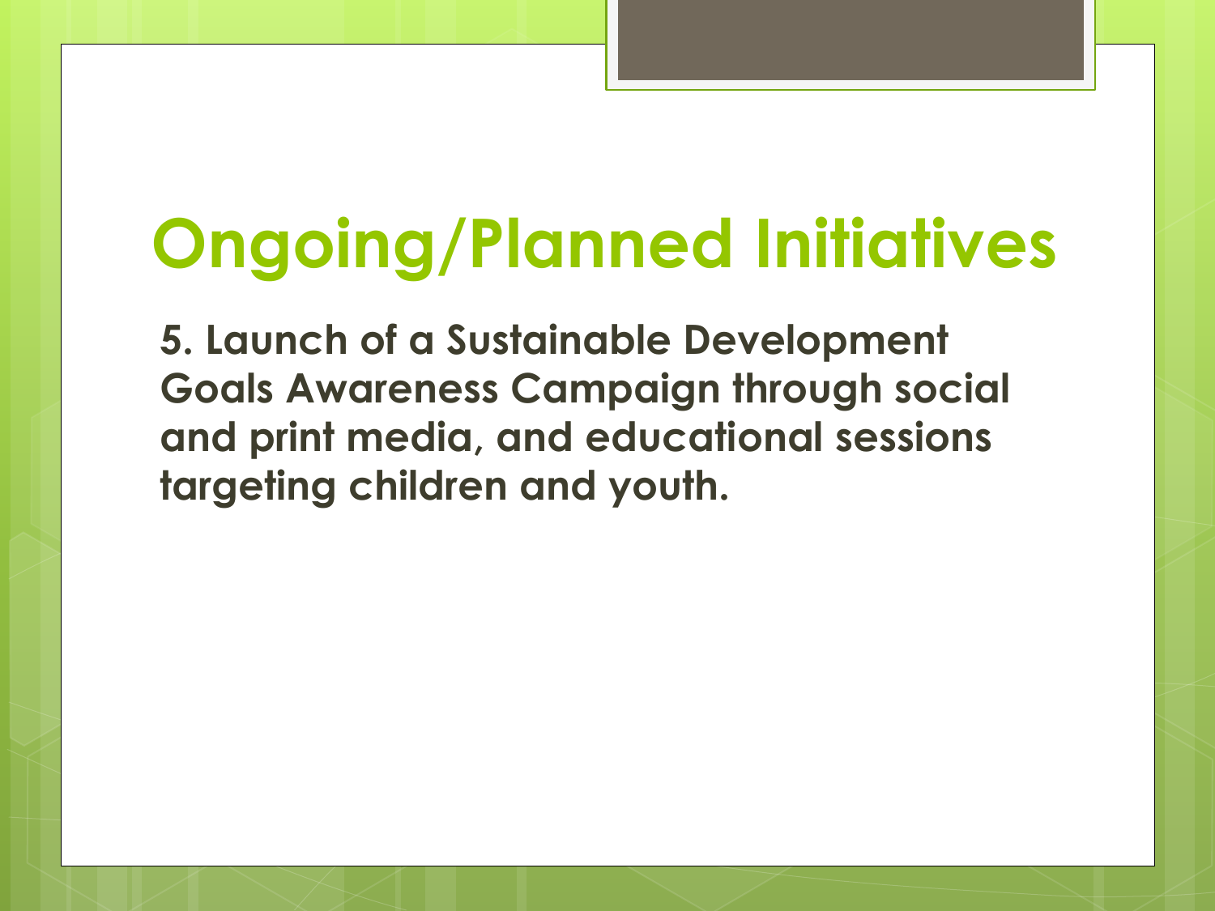# Ongoing/Planned Initiatives

**5. Launch of a Sustainable Development Goals Awareness Campaign through social and print media, and educational sessions targeting children and youth.**